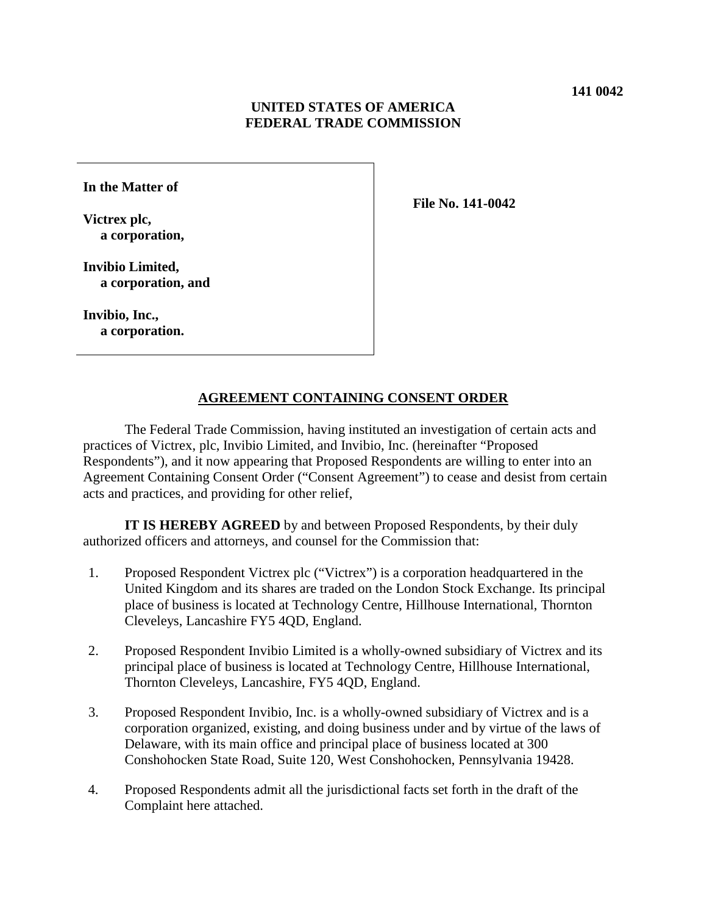**141 0042**

**UNITED STATES OF AMERICA**
**FEDERAL TRADE COMMISSION**

**In the Matter of**

**Victrex plc,**
**a corporation,**

**Invibio Limited,**
**a corporation, and**

**Invibio, Inc.,**
**a corporation.**

**File No. 141-0042**

## AGREEMENT CONTAINING CONSENT ORDER

The Federal Trade Commission, having instituted an investigation of certain acts and practices of Victrex, plc, Invibio Limited, and Invibio, Inc. (hereinafter "Proposed Respondents"), and it now appearing that Proposed Respondents are willing to enter into an Agreement Containing Consent Order ("Consent Agreement") to cease and desist from certain acts and practices, and providing for other relief,

**IT IS HEREBY AGREED** by and between Proposed Respondents, by their duly authorized officers and attorneys, and counsel for the Commission that:

1. Proposed Respondent Victrex plc ("Victrex") is a corporation headquartered in the United Kingdom and its shares are traded on the London Stock Exchange. Its principal place of business is located at Technology Centre, Hillhouse International, Thornton Cleveleys, Lancashire FY5 4QD, England.

2. Proposed Respondent Invibio Limited is a wholly-owned subsidiary of Victrex and its principal place of business is located at Technology Centre, Hillhouse International, Thornton Cleveleys, Lancashire, FY5 4QD, England.

3. Proposed Respondent Invibio, Inc. is a wholly-owned subsidiary of Victrex and is a corporation organized, existing, and doing business under and by virtue of the laws of Delaware, with its main office and principal place of business located at 300 Conshohocken State Road, Suite 120, West Conshohocken, Pennsylvania 19428.

4. Proposed Respondents admit all the jurisdictional facts set forth in the draft of the Complaint here attached.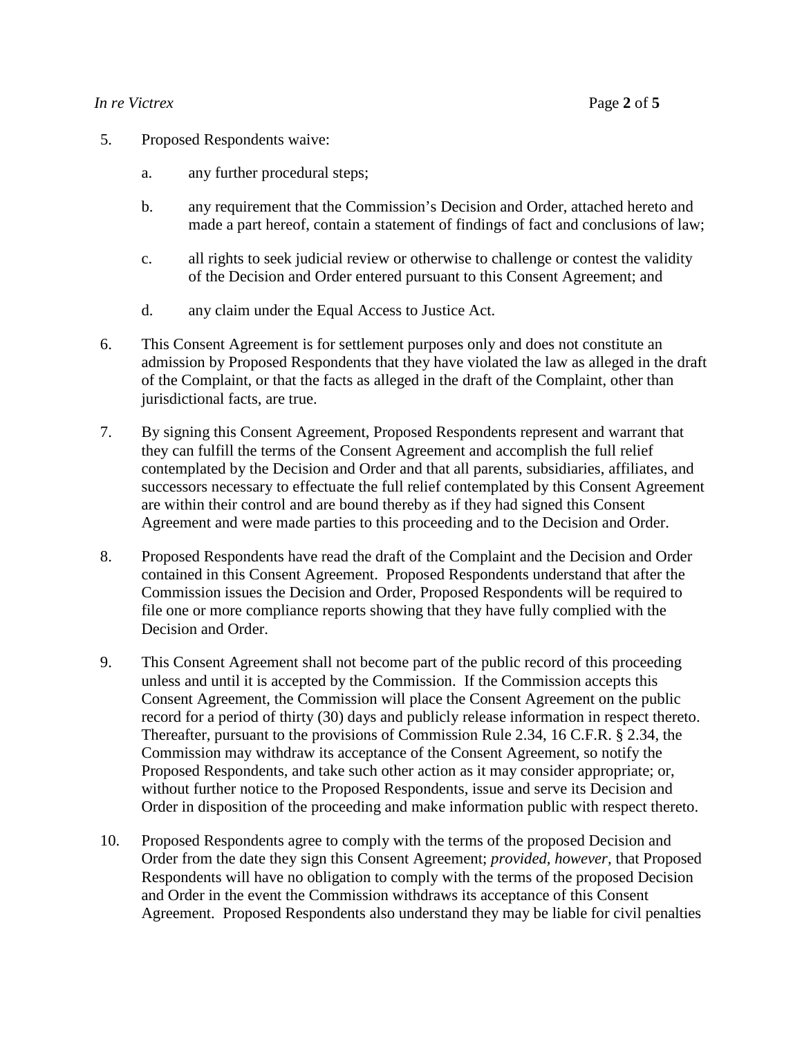5. Proposed Respondents waive:

   a. any further procedural steps;

   b. any requirement that the Commission's Decision and Order, attached hereto and made a part hereof, contain a statement of findings of fact and conclusions of law;

   c. all rights to seek judicial review or otherwise to challenge or contest the validity of the Decision and Order entered pursuant to this Consent Agreement; and

   d. any claim under the Equal Access to Justice Act.

6. This Consent Agreement is for settlement purposes only and does not constitute an admission by Proposed Respondents that they have violated the law as alleged in the draft of the Complaint, or that the facts as alleged in the draft of the Complaint, other than jurisdictional facts, are true.

7. By signing this Consent Agreement, Proposed Respondents represent and warrant that they can fulfill the terms of the Consent Agreement and accomplish the full relief contemplated by the Decision and Order and that all parents, subsidiaries, affiliates, and successors necessary to effectuate the full relief contemplated by this Consent Agreement are within their control and are bound thereby as if they had signed this Consent Agreement and were made parties to this proceeding and to the Decision and Order.

8. Proposed Respondents have read the draft of the Complaint and the Decision and Order contained in this Consent Agreement. Proposed Respondents understand that after the Commission issues the Decision and Order, Proposed Respondents will be required to file one or more compliance reports showing that they have fully complied with the Decision and Order.

9. This Consent Agreement shall not become part of the public record of this proceeding unless and until it is accepted by the Commission. If the Commission accepts this Consent Agreement, the Commission will place the Consent Agreement on the public record for a period of thirty (30) days and publicly release information in respect thereto. Thereafter, pursuant to the provisions of Commission Rule 2.34, 16 C.F.R. § 2.34, the Commission may withdraw its acceptance of the Consent Agreement, so notify the Proposed Respondents, and take such other action as it may consider appropriate; or, without further notice to the Proposed Respondents, issue and serve its Decision and Order in disposition of the proceeding and make information public with respect thereto.

10. Proposed Respondents agree to comply with the terms of the proposed Decision and Order from the date they sign this Consent Agreement; *provided, however,* that Proposed Respondents will have no obligation to comply with the terms of the proposed Decision and Order in the event the Commission withdraws its acceptance of this Consent Agreement. Proposed Respondents also understand they may be liable for civil penalties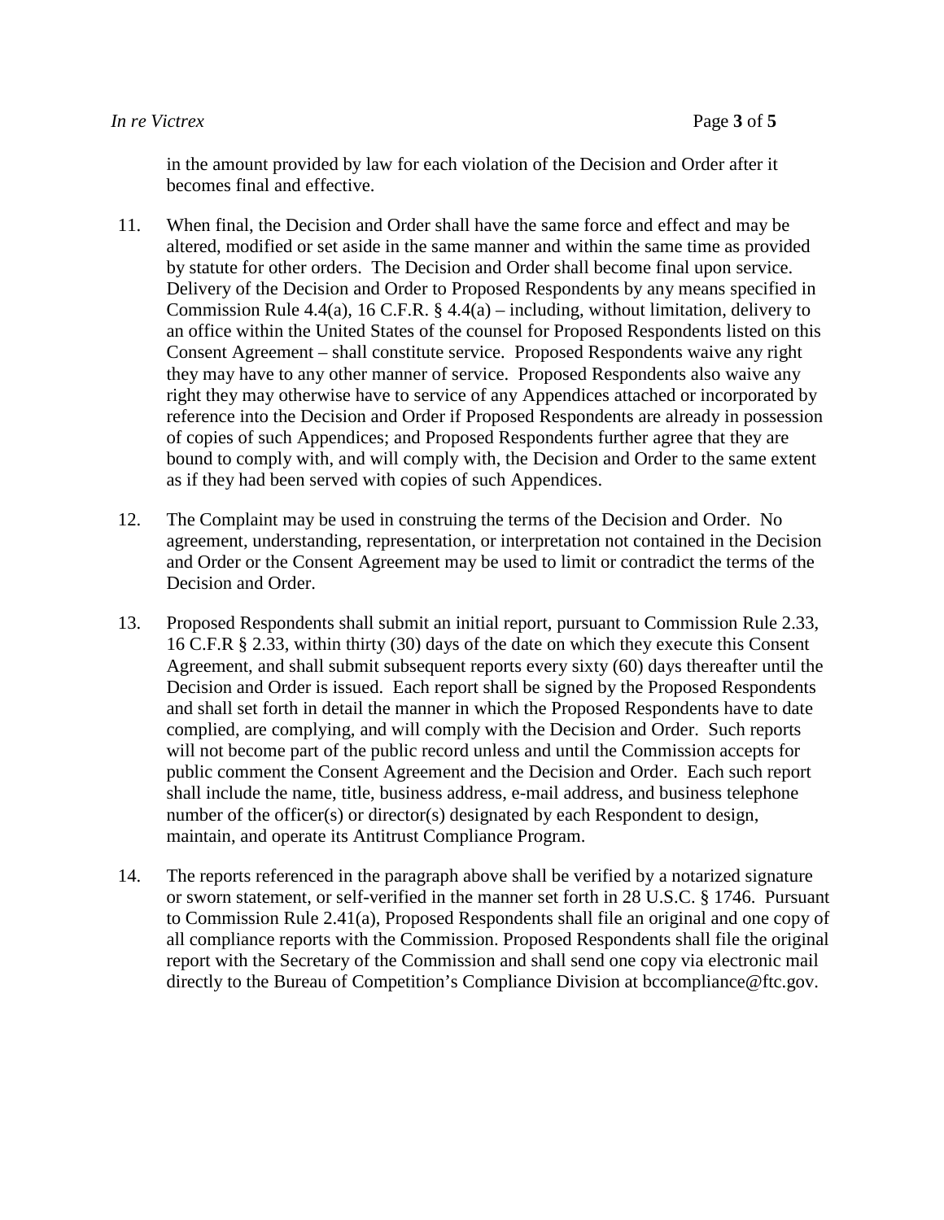in the amount provided by law for each violation of the Decision and Order after it becomes final and effective.

11. When final, the Decision and Order shall have the same force and effect and may be altered, modified or set aside in the same manner and within the same time as provided by statute for other orders. The Decision and Order shall become final upon service. Delivery of the Decision and Order to Proposed Respondents by any means specified in Commission Rule 4.4(a), 16 C.F.R. § 4.4(a) – including, without limitation, delivery to an office within the United States of the counsel for Proposed Respondents listed on this Consent Agreement – shall constitute service. Proposed Respondents waive any right they may have to any other manner of service. Proposed Respondents also waive any right they may otherwise have to service of any Appendices attached or incorporated by reference into the Decision and Order if Proposed Respondents are already in possession of copies of such Appendices; and Proposed Respondents further agree that they are bound to comply with, and will comply with, the Decision and Order to the same extent as if they had been served with copies of such Appendices.

12. The Complaint may be used in construing the terms of the Decision and Order. No agreement, understanding, representation, or interpretation not contained in the Decision and Order or the Consent Agreement may be used to limit or contradict the terms of the Decision and Order.

13. Proposed Respondents shall submit an initial report, pursuant to Commission Rule 2.33, 16 C.F.R § 2.33, within thirty (30) days of the date on which they execute this Consent Agreement, and shall submit subsequent reports every sixty (60) days thereafter until the Decision and Order is issued. Each report shall be signed by the Proposed Respondents and shall set forth in detail the manner in which the Proposed Respondents have to date complied, are complying, and will comply with the Decision and Order. Such reports will not become part of the public record unless and until the Commission accepts for public comment the Consent Agreement and the Decision and Order. Each such report shall include the name, title, business address, e-mail address, and business telephone number of the officer(s) or director(s) designated by each Respondent to design, maintain, and operate its Antitrust Compliance Program.

14. The reports referenced in the paragraph above shall be verified by a notarized signature or sworn statement, or self-verified in the manner set forth in 28 U.S.C. § 1746. Pursuant to Commission Rule 2.41(a), Proposed Respondents shall file an original and one copy of all compliance reports with the Commission. Proposed Respondents shall file the original report with the Secretary of the Commission and shall send one copy via electronic mail directly to the Bureau of Competition's Compliance Division at bccompliance@ftc.gov.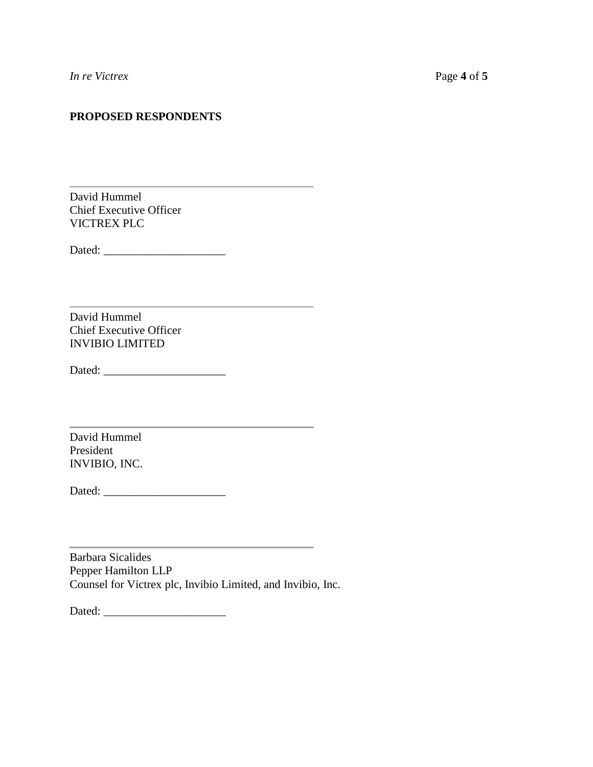**PROPOSED RESPONDENTS**

\_\_\_\_\_\_\_\_\_\_\_\_\_\_\_\_\_\_\_\_\_\_\_\_\_\_\_\_\_\_\_\_\_\_\_\_\_\_\_\_

David Hummel  
Chief Executive Officer  
VICTREX PLC

Dated: \_\_\_\_\_\_\_\_\_\_\_\_\_\_\_\_\_\_\_\_\_

\_\_\_\_\_\_\_\_\_\_\_\_\_\_\_\_\_\_\_\_\_\_\_\_\_\_\_\_\_\_\_\_\_\_\_\_\_\_\_\_

David Hummel  
Chief Executive Officer  
INVIBIO LIMITED

Dated: \_\_\_\_\_\_\_\_\_\_\_\_\_\_\_\_\_\_\_\_\_

\_\_\_\_\_\_\_\_\_\_\_\_\_\_\_\_\_\_\_\_\_\_\_\_\_\_\_\_\_\_\_\_\_\_\_\_\_\_\_\_

David Hummel  
President  
INVIBIO, INC.

Dated: \_\_\_\_\_\_\_\_\_\_\_\_\_\_\_\_\_\_\_\_\_

\_\_\_\_\_\_\_\_\_\_\_\_\_\_\_\_\_\_\_\_\_\_\_\_\_\_\_\_\_\_\_\_\_\_\_\_\_\_\_\_

Barbara Sicalides  
Pepper Hamilton LLP  
Counsel for Victrex plc, Invibio Limited, and Invibio, Inc.

Dated: \_\_\_\_\_\_\_\_\_\_\_\_\_\_\_\_\_\_\_\_\_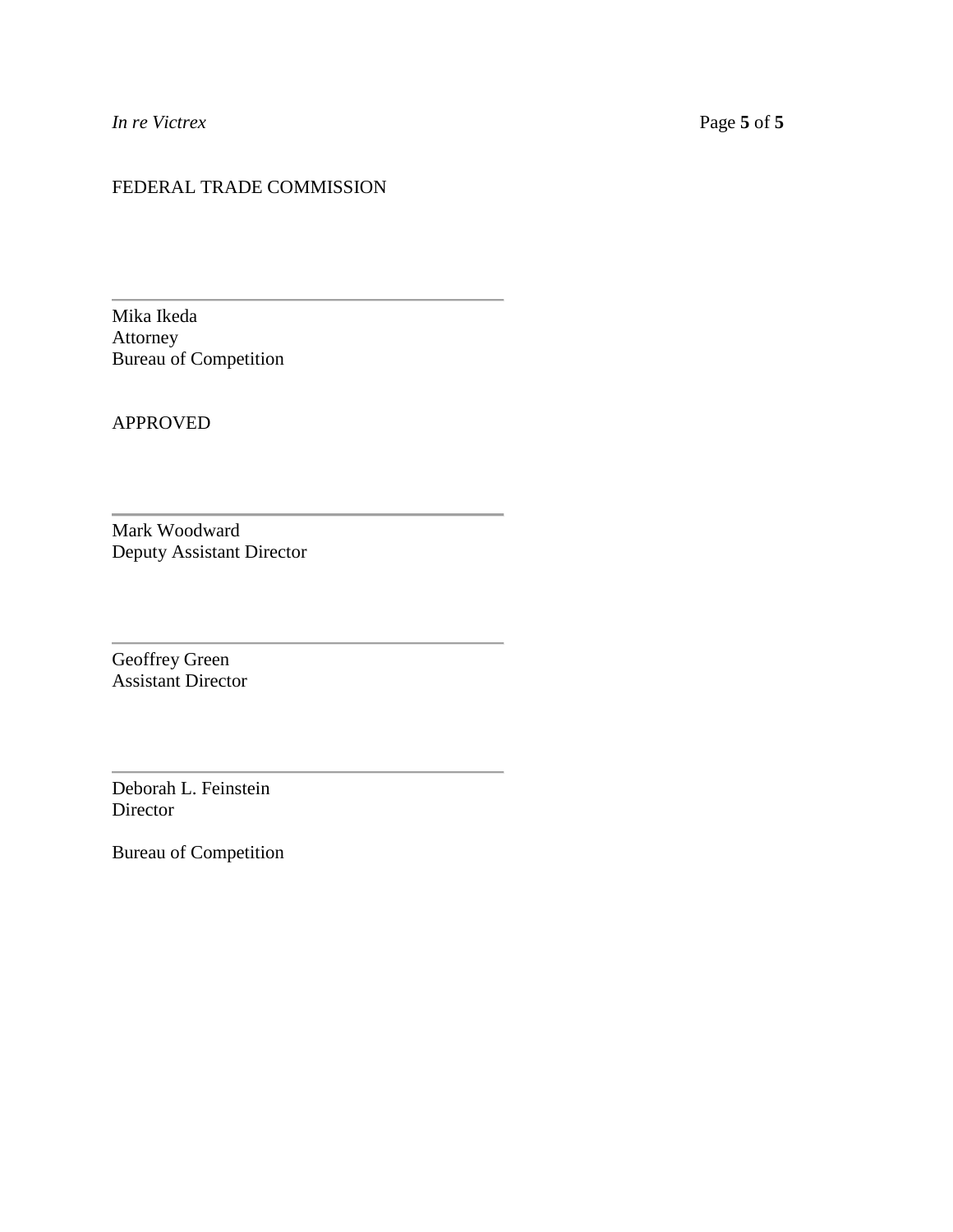FEDERAL TRADE COMMISSION

\_\_\_\_\_\_\_\_\_\_\_\_\_\_\_\_\_\_\_\_\_\_\_\_\_\_\_\_\_\_\_\_\_\_\_\_\_\_\_\_

Mika Ikeda
Attorney
Bureau of Competition

APPROVED

\_\_\_\_\_\_\_\_\_\_\_\_\_\_\_\_\_\_\_\_\_\_\_\_\_\_\_\_\_\_\_\_\_\_\_\_\_\_\_\_

Mark Woodward
Deputy Assistant Director

\_\_\_\_\_\_\_\_\_\_\_\_\_\_\_\_\_\_\_\_\_\_\_\_\_\_\_\_\_\_\_\_\_\_\_\_\_\_\_\_

Geoffrey Green
Assistant Director

\_\_\_\_\_\_\_\_\_\_\_\_\_\_\_\_\_\_\_\_\_\_\_\_\_\_\_\_\_\_\_\_\_\_\_\_\_\_\_\_

Deborah L. Feinstein
Director

Bureau of Competition